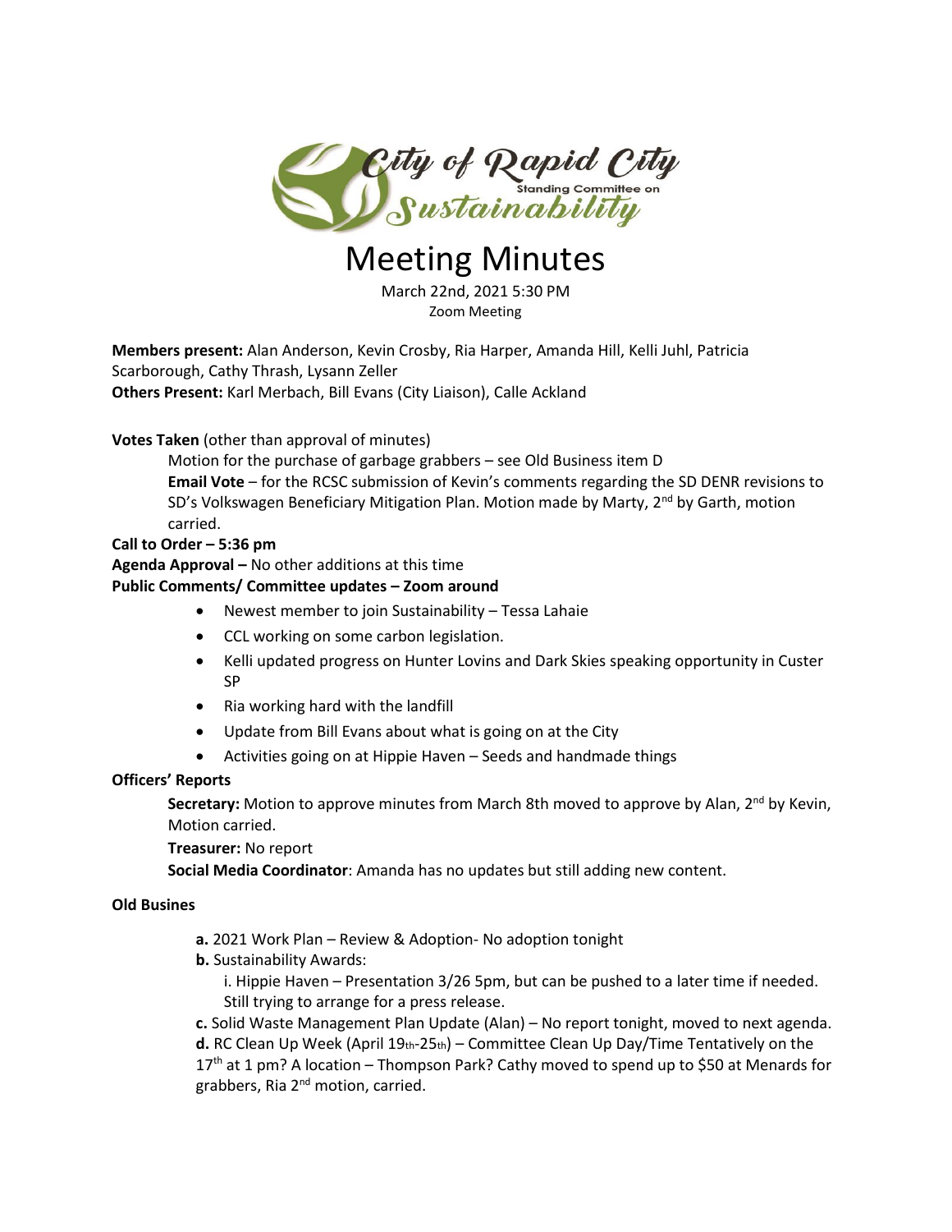City of Rapid City Standing Committee on Sustainability

# Meeting Minutes

March 22nd, 2021 5:30 PM
Zoom Meeting

**Members present:** Alan Anderson, Kevin Crosby, Ria Harper, Amanda Hill, Kelli Juhl, Patricia Scarborough, Cathy Thrash, Lysann Zeller
**Others Present:** Karl Merbach, Bill Evans (City Liaison), Calle Ackland

**Votes Taken** (other than approval of minutes)

Motion for the purchase of garbage grabbers – see Old Business item D
**Email Vote** – for the RCSC submission of Kevin's comments regarding the SD DENR revisions to SD's Volkswagen Beneficiary Mitigation Plan. Motion made by Marty, 2nd by Garth, motion carried.

**Call to Order – 5:36 pm**
**Agenda Approval –** No other additions at this time
**Public Comments/ Committee updates – Zoom around**

- Newest member to join Sustainability – Tessa Lahaie
- CCL working on some carbon legislation.
- Kelli updated progress on Hunter Lovins and Dark Skies speaking opportunity in Custer SP
- Ria working hard with the landfill
- Update from Bill Evans about what is going on at the City
- Activities going on at Hippie Haven – Seeds and handmade things

**Officers' Reports**

**Secretary:** Motion to approve minutes from March 8th moved to approve by Alan, 2nd by Kevin, Motion carried.
**Treasurer:** No report
**Social Media Coordinator**: Amanda has no updates but still adding new content.

**Old Busines**

**a.** 2021 Work Plan – Review & Adoption- No adoption tonight
**b.** Sustainability Awards:
i. Hippie Haven – Presentation 3/26 5pm, but can be pushed to a later time if needed. Still trying to arrange for a press release.
**c.** Solid Waste Management Plan Update (Alan) – No report tonight, moved to next agenda.
**d.** RC Clean Up Week (April 19th-25th) – Committee Clean Up Day/Time Tentatively on the 17th at 1 pm? A location – Thompson Park? Cathy moved to spend up to $50 at Menards for grabbers, Ria 2nd motion, carried.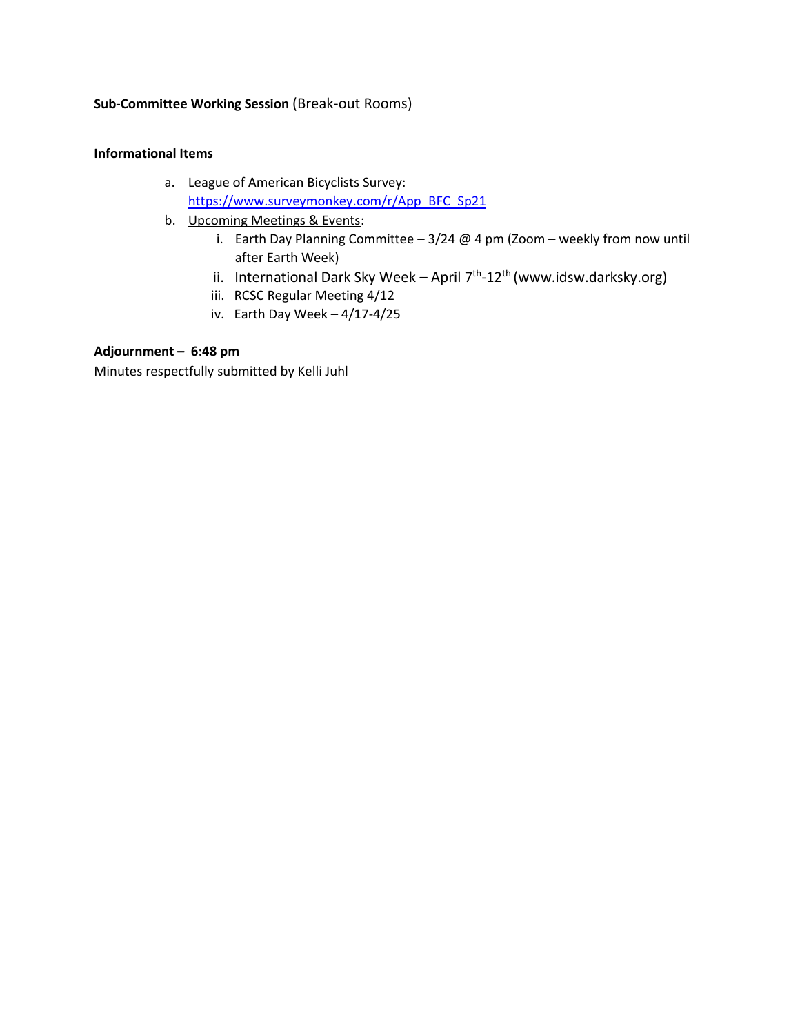**Sub-Committee Working Session** (Break-out Rooms)

**Informational Items**

a. League of American Bicyclists Survey: https://www.surveymonkey.com/r/App_BFC_Sp21
b. Upcoming Meetings & Events:
   i. Earth Day Planning Committee – 3/24 @ 4 pm (Zoom – weekly from now until after Earth Week)
   ii. International Dark Sky Week – April 7th-12th (www.idsw.darksky.org)
   iii. RCSC Regular Meeting 4/12
   iv. Earth Day Week – 4/17-4/25

**Adjournment – 6:48 pm**

Minutes respectfully submitted by Kelli Juhl